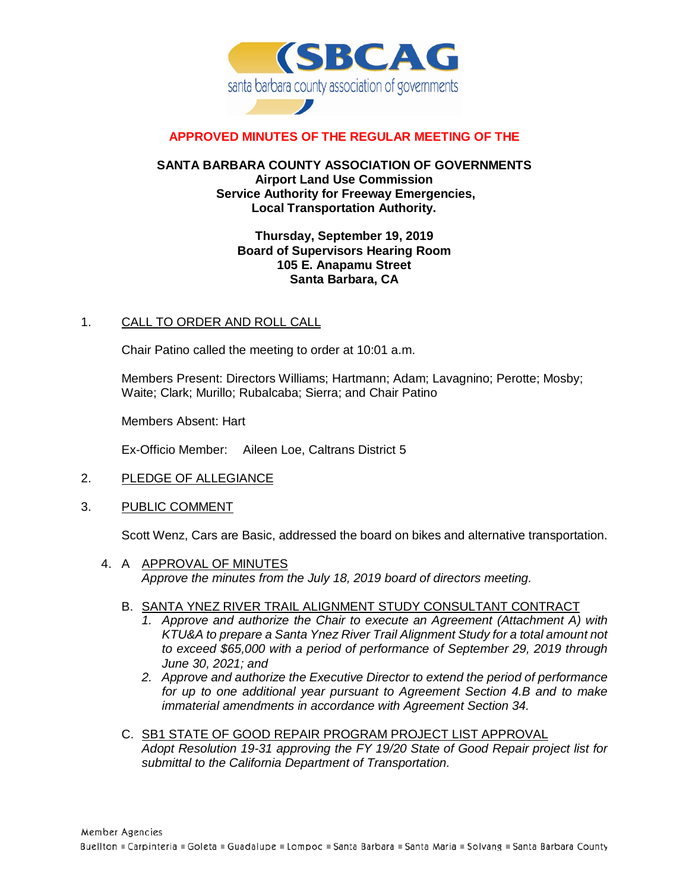**APPROVED MINUTES OF THE REGULAR MEETING OF THE**

**SANTA BARBARA COUNTY ASSOCIATION OF GOVERNMENTS**
**Airport Land Use Commission**
**Service Authority for Freeway Emergencies,**
**Local Transportation Authority.**

**Thursday, September 19, 2019**
**Board of Supervisors Hearing Room**
**105 E. Anapamu Street**
**Santa Barbara, CA**

1. CALL TO ORDER AND ROLL CALL

   Chair Patino called the meeting to order at 10:01 a.m.

   Members Present: Directors Williams; Hartmann; Adam; Lavagnino; Perotte; Mosby; Waite; Clark; Murillo; Rubalcaba; Sierra; and Chair Patino

   Members Absent: Hart

   Ex-Officio Member: Aileen Loe, Caltrans District 5

2. PLEDGE OF ALLEGIANCE

3. PUBLIC COMMENT

   Scott Wenz, Cars are Basic, addressed the board on bikes and alternative transportation.

4. A APPROVAL OF MINUTES
   *Approve the minutes from the July 18, 2019 board of directors meeting.*

   B. SANTA YNEZ RIVER TRAIL ALIGNMENT STUDY CONSULTANT CONTRACT
      1. *Approve and authorize the Chair to execute an Agreement (Attachment A) with KTU&A to prepare a Santa Ynez River Trail Alignment Study for a total amount not to exceed $65,000 with a period of performance of September 29, 2019 through June 30, 2021; and*
      2. *Approve and authorize the Executive Director to extend the period of performance for up to one additional year pursuant to Agreement Section 4.B and to make immaterial amendments in accordance with Agreement Section 34.*

   C. SB1 STATE OF GOOD REPAIR PROGRAM PROJECT LIST APPROVAL
      *Adopt Resolution 19-31 approving the FY 19/20 State of Good Repair project list for submittal to the California Department of Transportation.*

Member Agencies
Buellton ▪ Carpinteria ▪ Goleta ▪ Guadalupe ▪ Lompoc ▪ Santa Barbara ▪ Santa Maria ▪ Solvang ▪ Santa Barbara County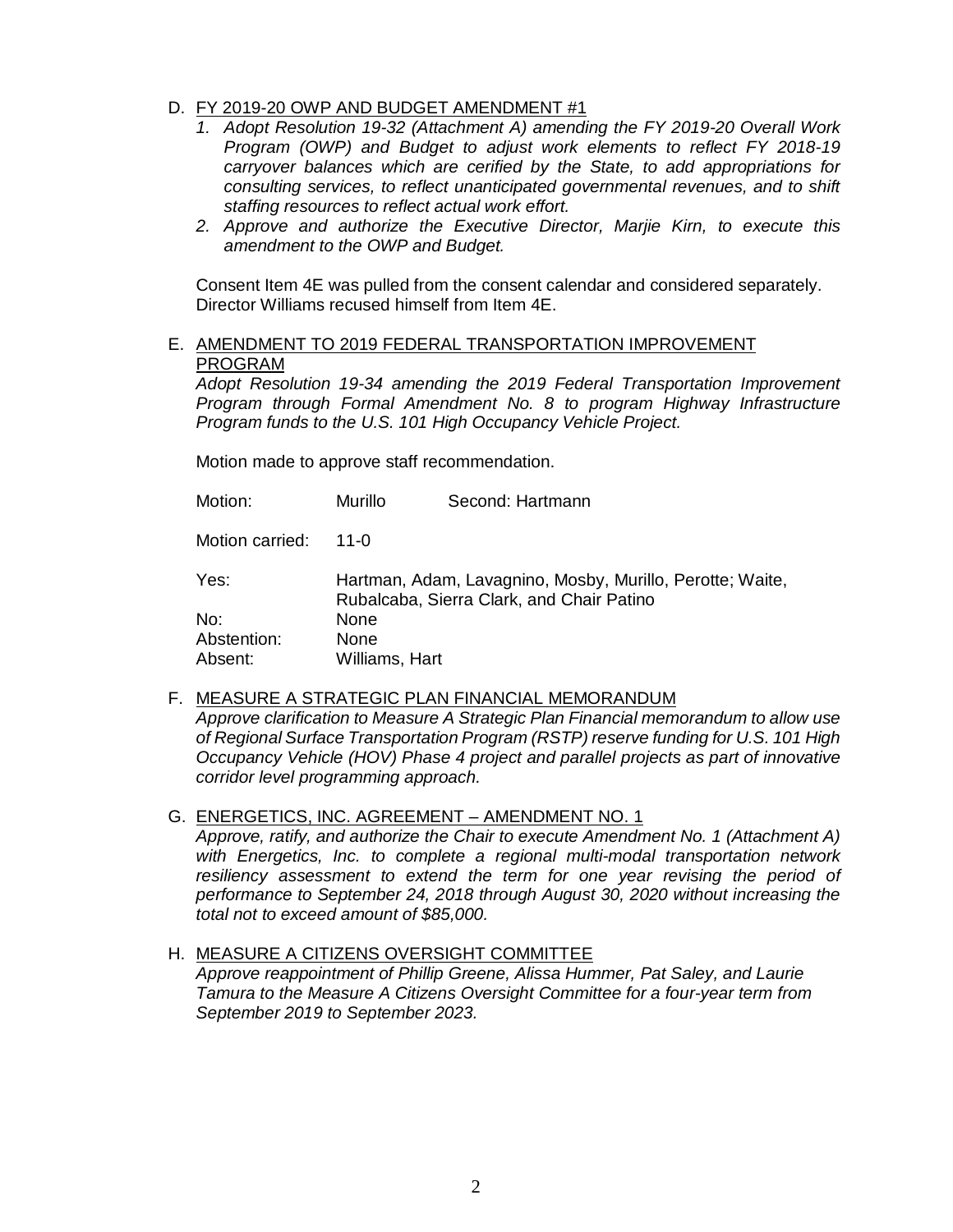D. <u>FY 2019-20 OWP AND BUDGET AMENDMENT #1</u>

   1. *Adopt Resolution 19-32 (Attachment A) amending the FY 2019-20 Overall Work Program (OWP) and Budget to adjust work elements to reflect FY 2018-19 carryover balances which are cerified by the State, to add appropriations for consulting services, to reflect unanticipated governmental revenues, and to shift staffing resources to reflect actual work effort.*
   2. *Approve and authorize the Executive Director, Marjie Kirn, to execute this amendment to the OWP and Budget.*

   Consent Item 4E was pulled from the consent calendar and considered separately. Director Williams recused himself from Item 4E.

E. <u>AMENDMENT TO 2019 FEDERAL TRANSPORTATION IMPROVEMENT PROGRAM</u>

   *Adopt Resolution 19-34 amending the 2019 Federal Transportation Improvement Program through Formal Amendment No. 8 to program Highway Infrastructure Program funds to the U.S. 101 High Occupancy Vehicle Project.*

   Motion made to approve staff recommendation.

   Motion: Murillo Second: Hartmann

   Motion carried: 11-0

   Yes: Hartman, Adam, Lavagnino, Mosby, Murillo, Perotte; Waite, Rubalcaba, Sierra Clark, and Chair Patino
   No: None
   Abstention: None
   Absent: Williams, Hart

F. <u>MEASURE A STRATEGIC PLAN FINANCIAL MEMORANDUM</u>

   *Approve clarification to Measure A Strategic Plan Financial memorandum to allow use of Regional Surface Transportation Program (RSTP) reserve funding for U.S. 101 High Occupancy Vehicle (HOV) Phase 4 project and parallel projects as part of innovative corridor level programming approach.*

G. <u>ENERGETICS, INC. AGREEMENT – AMENDMENT NO. 1</u>

   *Approve, ratify, and authorize the Chair to execute Amendment No. 1 (Attachment A) with Energetics, Inc. to complete a regional multi-modal transportation network resiliency assessment to extend the term for one year revising the period of performance to September 24, 2018 through August 30, 2020 without increasing the total not to exceed amount of $85,000.*

H. <u>MEASURE A CITIZENS OVERSIGHT COMMITTEE</u>

   *Approve reappointment of Phillip Greene, Alissa Hummer, Pat Saley, and Laurie Tamura to the Measure A Citizens Oversight Committee for a four-year term from September 2019 to September 2023.*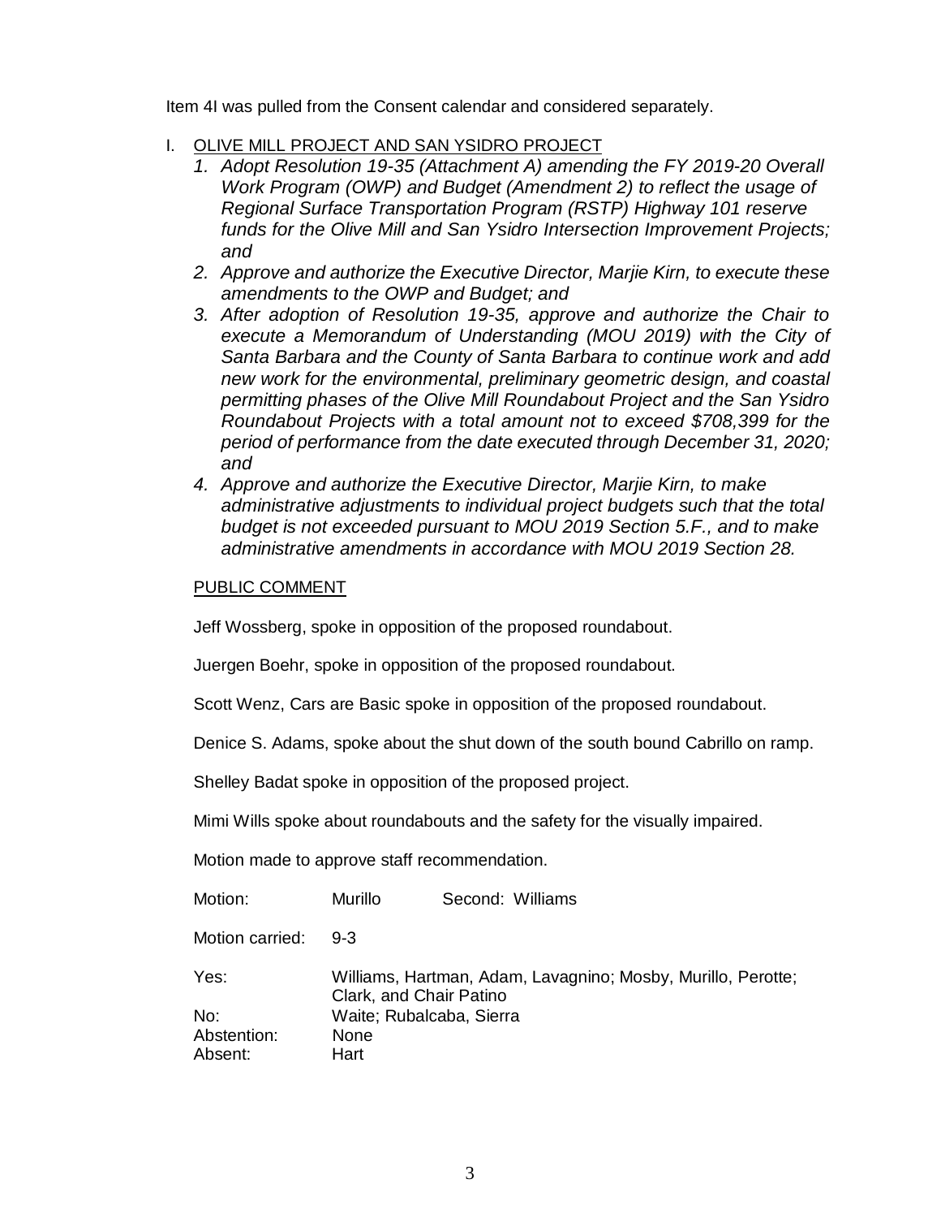Item 4I was pulled from the Consent calendar and considered separately.

I. OLIVE MILL PROJECT AND SAN YSIDRO PROJECT

1. *Adopt Resolution 19-35 (Attachment A) amending the FY 2019-20 Overall Work Program (OWP) and Budget (Amendment 2) to reflect the usage of Regional Surface Transportation Program (RSTP) Highway 101 reserve funds for the Olive Mill and San Ysidro Intersection Improvement Projects; and*
2. *Approve and authorize the Executive Director, Marjie Kirn, to execute these amendments to the OWP and Budget; and*
3. *After adoption of Resolution 19-35, approve and authorize the Chair to execute a Memorandum of Understanding (MOU 2019) with the City of Santa Barbara and the County of Santa Barbara to continue work and add new work for the environmental, preliminary geometric design, and coastal permitting phases of the Olive Mill Roundabout Project and the San Ysidro Roundabout Projects with a total amount not to exceed $708,399 for the period of performance from the date executed through December 31, 2020; and*
4. *Approve and authorize the Executive Director, Marjie Kirn, to make administrative adjustments to individual project budgets such that the total budget is not exceeded pursuant to MOU 2019 Section 5.F., and to make administrative amendments in accordance with MOU 2019 Section 28.*

PUBLIC COMMENT

Jeff Wossberg, spoke in opposition of the proposed roundabout.

Juergen Boehr, spoke in opposition of the proposed roundabout.

Scott Wenz, Cars are Basic spoke in opposition of the proposed roundabout.

Denice S. Adams, spoke about the shut down of the south bound Cabrillo on ramp.

Shelley Badat spoke in opposition of the proposed project.

Mimi Wills spoke about roundabouts and the safety for the visually impaired.

Motion made to approve staff recommendation.

Motion: Murillo Second: Williams

Motion carried: 9-3

Yes: Williams, Hartman, Adam, Lavagnino; Mosby, Murillo, Perotte; Clark, and Chair Patino

No: Waite; Rubalcaba, Sierra

Abstention: None

Absent: Hart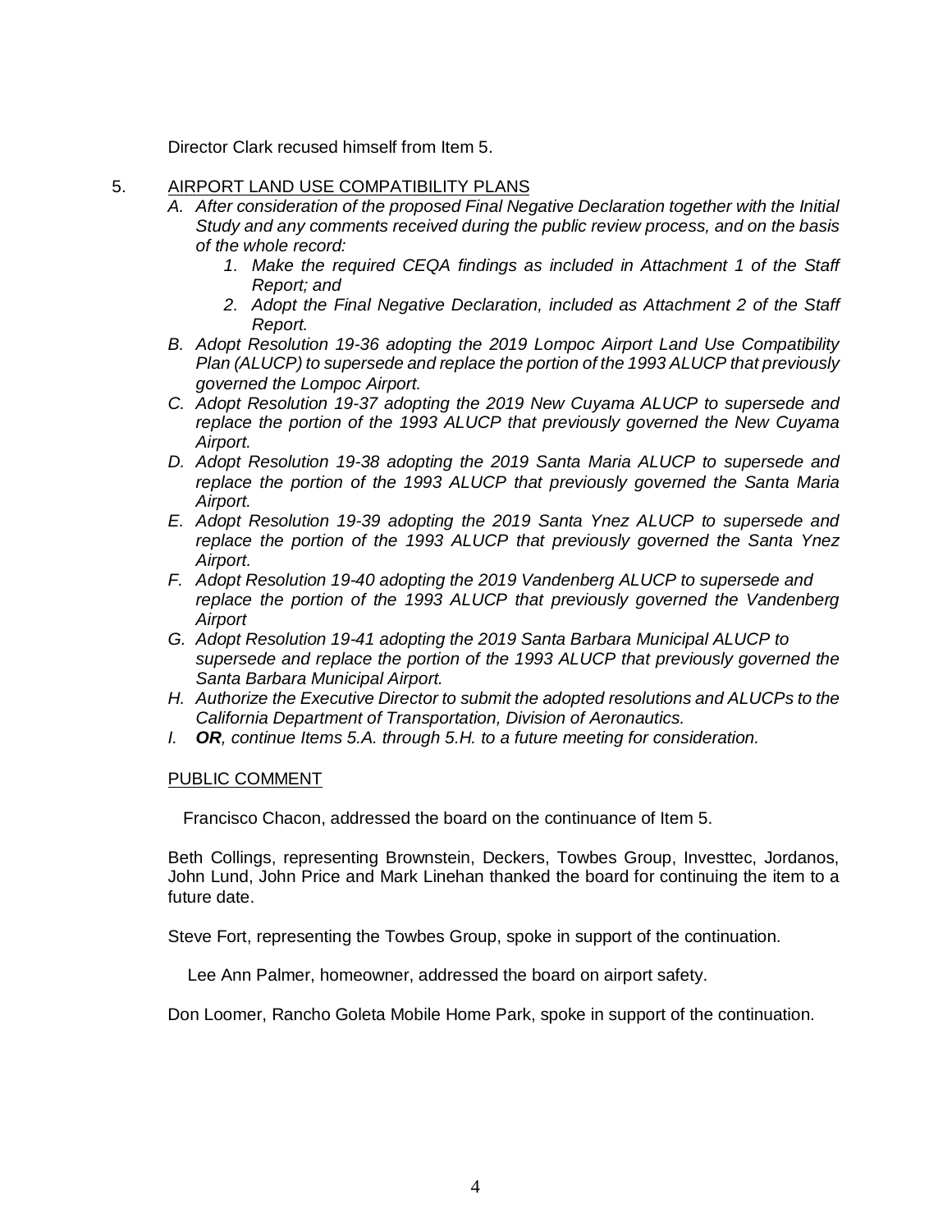Director Clark recused himself from Item 5.

5. AIRPORT LAND USE COMPATIBILITY PLANS
   - *A. After consideration of the proposed Final Negative Declaration together with the Initial Study and any comments received during the public review process, and on the basis of the whole record:*
     1. *Make the required CEQA findings as included in Attachment 1 of the Staff Report; and*
     2. *Adopt the Final Negative Declaration, included as Attachment 2 of the Staff Report.*
   - *B. Adopt Resolution 19-36 adopting the 2019 Lompoc Airport Land Use Compatibility Plan (ALUCP) to supersede and replace the portion of the 1993 ALUCP that previously governed the Lompoc Airport.*
   - *C. Adopt Resolution 19-37 adopting the 2019 New Cuyama ALUCP to supersede and replace the portion of the 1993 ALUCP that previously governed the New Cuyama Airport.*
   - *D. Adopt Resolution 19-38 adopting the 2019 Santa Maria ALUCP to supersede and replace the portion of the 1993 ALUCP that previously governed the Santa Maria Airport.*
   - *E. Adopt Resolution 19-39 adopting the 2019 Santa Ynez ALUCP to supersede and replace the portion of the 1993 ALUCP that previously governed the Santa Ynez Airport.*
   - *F. Adopt Resolution 19-40 adopting the 2019 Vandenberg ALUCP to supersede and replace the portion of the 1993 ALUCP that previously governed the Vandenberg Airport*
   - *G. Adopt Resolution 19-41 adopting the 2019 Santa Barbara Municipal ALUCP to supersede and replace the portion of the 1993 ALUCP that previously governed the Santa Barbara Municipal Airport.*
   - *H. Authorize the Executive Director to submit the adopted resolutions and ALUCPs to the California Department of Transportation, Division of Aeronautics.*
   - *I. **OR**, continue Items 5.A. through 5.H. to a future meeting for consideration.*

PUBLIC COMMENT

Francisco Chacon, addressed the board on the continuance of Item 5.

Beth Collings, representing Brownstein, Deckers, Towbes Group, Investtec, Jordanos, John Lund, John Price and Mark Linehan thanked the board for continuing the item to a future date.

Steve Fort, representing the Towbes Group, spoke in support of the continuation.

Lee Ann Palmer, homeowner, addressed the board on airport safety.

Don Loomer, Rancho Goleta Mobile Home Park, spoke in support of the continuation.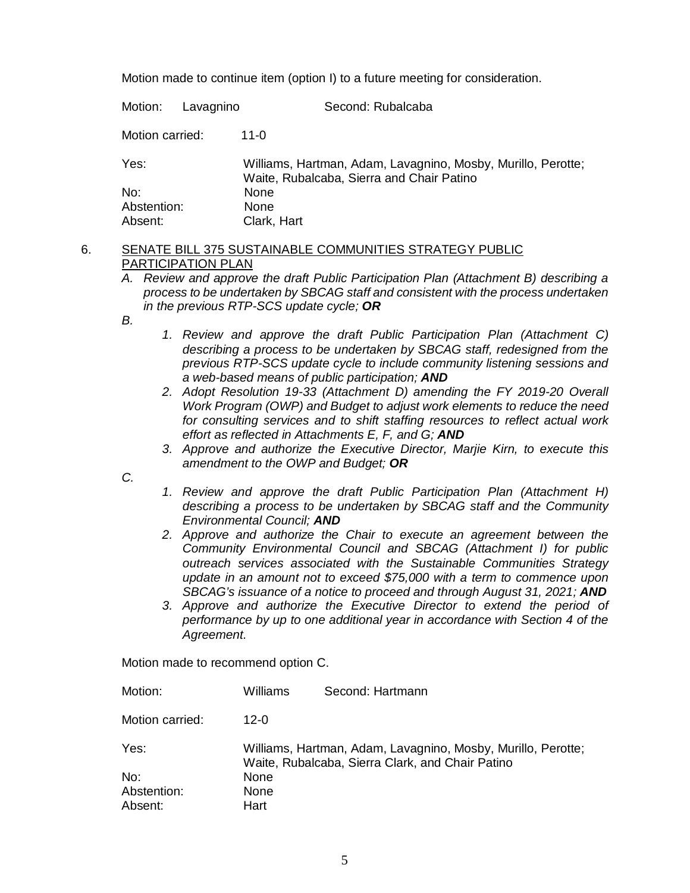Motion made to continue item (option I) to a future meeting for consideration.

Motion: Lavagnino Second: Rubalcaba

Motion carried: 11-0

| | |
|---|---|
| Yes: | Williams, Hartman, Adam, Lavagnino, Mosby, Murillo, Perotte; Waite, Rubalcaba, Sierra and Chair Patino |
| No: | None |
| Abstention: | None |
| Absent: | Clark, Hart |

6. SENATE BILL 375 SUSTAINABLE COMMUNITIES STRATEGY PUBLIC PARTICIPATION PLAN

*A. Review and approve the draft Public Participation Plan (Attachment B) describing a process to be undertaken by SBCAG staff and consistent with the process undertaken in the previous RTP-SCS update cycle;* ***OR***

*B.*

1. *Review and approve the draft Public Participation Plan (Attachment C) describing a process to be undertaken by SBCAG staff, redesigned from the previous RTP-SCS update cycle to include community listening sessions and a web-based means of public participation;* ***AND***
2. *Adopt Resolution 19-33 (Attachment D) amending the FY 2019-20 Overall Work Program (OWP) and Budget to adjust work elements to reduce the need for consulting services and to shift staffing resources to reflect actual work effort as reflected in Attachments E, F, and G;* ***AND***
3. *Approve and authorize the Executive Director, Marjie Kirn, to execute this amendment to the OWP and Budget;* ***OR***

*C.*

1. *Review and approve the draft Public Participation Plan (Attachment H) describing a process to be undertaken by SBCAG staff and the Community Environmental Council;* ***AND***
2. *Approve and authorize the Chair to execute an agreement between the Community Environmental Council and SBCAG (Attachment I) for public outreach services associated with the Sustainable Communities Strategy update in an amount not to exceed $75,000 with a term to commence upon SBCAG's issuance of a notice to proceed and through August 31, 2021;* ***AND***
3. *Approve and authorize the Executive Director to extend the period of performance by up to one additional year in accordance with Section 4 of the Agreement.*

Motion made to recommend option C.

Motion: Williams Second: Hartmann

Motion carried: 12-0

| | |
|---|---|
| Yes: | Williams, Hartman, Adam, Lavagnino, Mosby, Murillo, Perotte; Waite, Rubalcaba, Sierra Clark, and Chair Patino |
| No: | None |
| Abstention: | None |
| Absent: | Hart |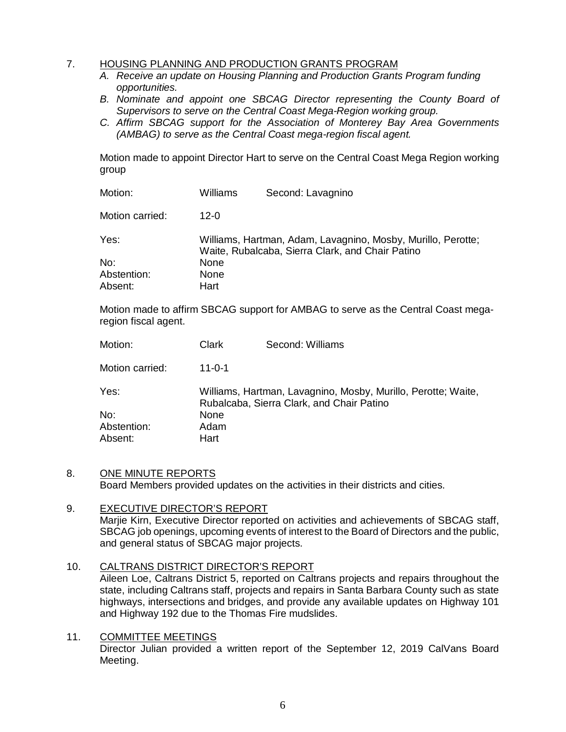7. <u>HOUSING PLANNING AND PRODUCTION GRANTS PROGRAM</u>

   *A. Receive an update on Housing Planning and Production Grants Program funding opportunities.*

   *B. Nominate and appoint one SBCAG Director representing the County Board of Supervisors to serve on the Central Coast Mega-Region working group.*

   *C. Affirm SBCAG support for the Association of Monterey Bay Area Governments (AMBAG) to serve as the Central Coast mega-region fiscal agent.*

   Motion made to appoint Director Hart to serve on the Central Coast Mega Region working group

   Motion: Williams Second: Lavagnino

   Motion carried: 12-0

   Yes: Williams, Hartman, Adam, Lavagnino, Mosby, Murillo, Perotte; Waite, Rubalcaba, Sierra Clark, and Chair Patino
   No: None
   Abstention: None
   Absent: Hart

   Motion made to affirm SBCAG support for AMBAG to serve as the Central Coast mega-region fiscal agent.

   Motion: Clark Second: Williams

   Motion carried: 11-0-1

   Yes: Williams, Hartman, Lavagnino, Mosby, Murillo, Perotte; Waite, Rubalcaba, Sierra Clark, and Chair Patino
   No: None
   Abstention: Adam
   Absent: Hart

8. <u>ONE MINUTE REPORTS</u>
   Board Members provided updates on the activities in their districts and cities.

9. <u>EXECUTIVE DIRECTOR'S REPORT</u>
   Marjie Kirn, Executive Director reported on activities and achievements of SBCAG staff, SBCAG job openings, upcoming events of interest to the Board of Directors and the public, and general status of SBCAG major projects.

10. <u>CALTRANS DISTRICT DIRECTOR'S REPORT</u>
    Aileen Loe, Caltrans District 5, reported on Caltrans projects and repairs throughout the state, including Caltrans staff, projects and repairs in Santa Barbara County such as state highways, intersections and bridges, and provide any available updates on Highway 101 and Highway 192 due to the Thomas Fire mudslides.

11. <u>COMMITTEE MEETINGS</u>
    Director Julian provided a written report of the September 12, 2019 CalVans Board Meeting.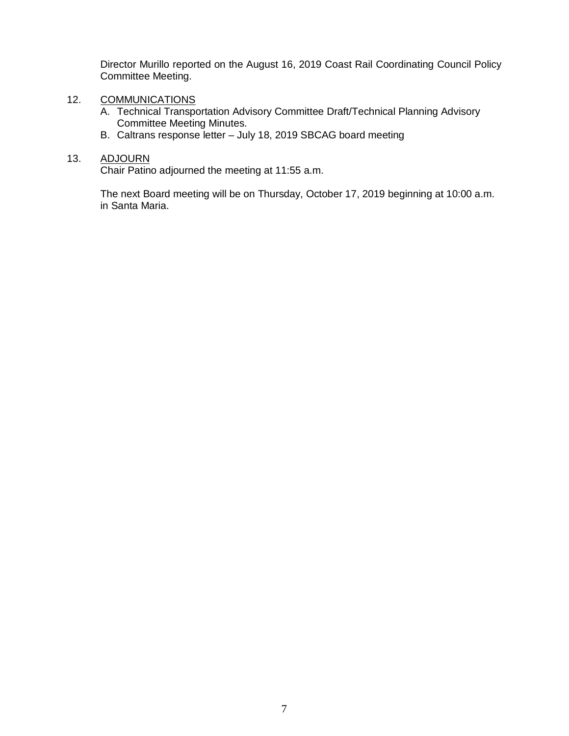Director Murillo reported on the August 16, 2019 Coast Rail Coordinating Council Policy Committee Meeting.

12. COMMUNICATIONS
    A. Technical Transportation Advisory Committee Draft/Technical Planning Advisory Committee Meeting Minutes.
    B. Caltrans response letter – July 18, 2019 SBCAG board meeting

13. ADJOURN
    Chair Patino adjourned the meeting at 11:55 a.m.

    The next Board meeting will be on Thursday, October 17, 2019 beginning at 10:00 a.m. in Santa Maria.